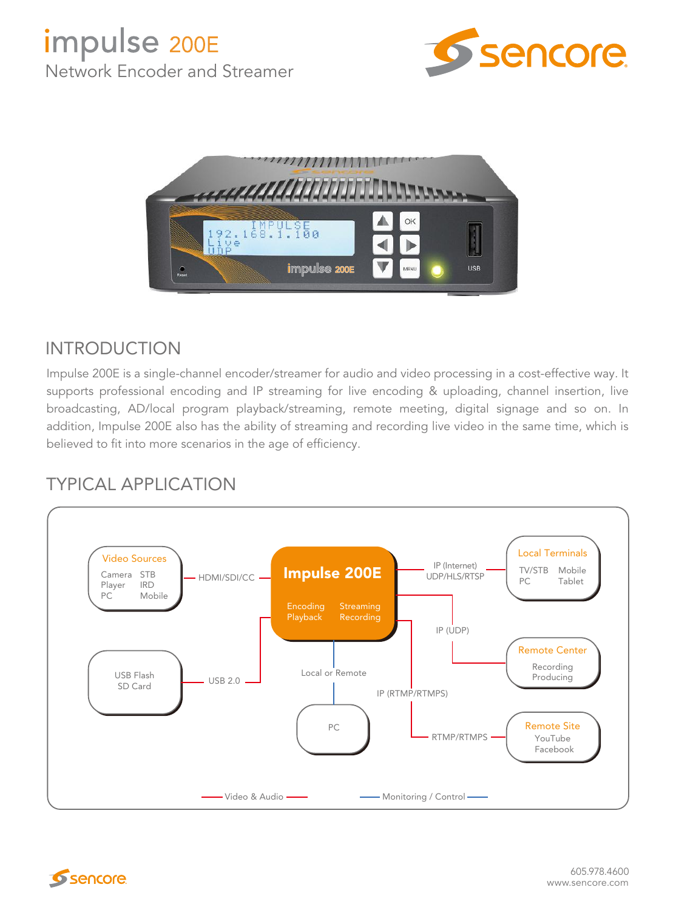# impulse 200E

Network Encoder and Streamer

## INTRODUCTION

Impulse 200E is a single-channel encoder/streamer for audio and video processing in a cost-effective way. It supports professional encoding and IP streaming for live encoding & uploading, channel insertion, live broadcasting, AD/local program playback/streaming, remote meeting, digital signage and so on. In addition, Impulse 200E also has the ability of streaming and recording live video in the same time, which is believed to fit into more scenarios in the age of efficiency.

## TYPICAL APPLICATION

**Impulse 200E**: Encoding, Streaming, Playback, Recording

- **Video Sources** (Camera, STB, Player, IRD, PC, Mobile) — HDMI/SDI/CC → Impulse 200E
- **USB Flash / SD Card** — USB 2.0 → Impulse 200E
- Impulse 200E — IP (Internet) UDP/HLS/RTSP → **Local Terminals** (TV/STB, Mobile, PC, Tablet)
- Impulse 200E — IP (UDP) → **Remote Center** (Recording, Producing)
- Impulse 200E — IP (RTMP/RTMPS) — RTMP/RTMPS → **Remote Site** (YouTube, Facebook)
- Impulse 200E — Local or Remote → **PC**

Video & Audio | Monitoring / Control

605.978.4600
www.sencore.com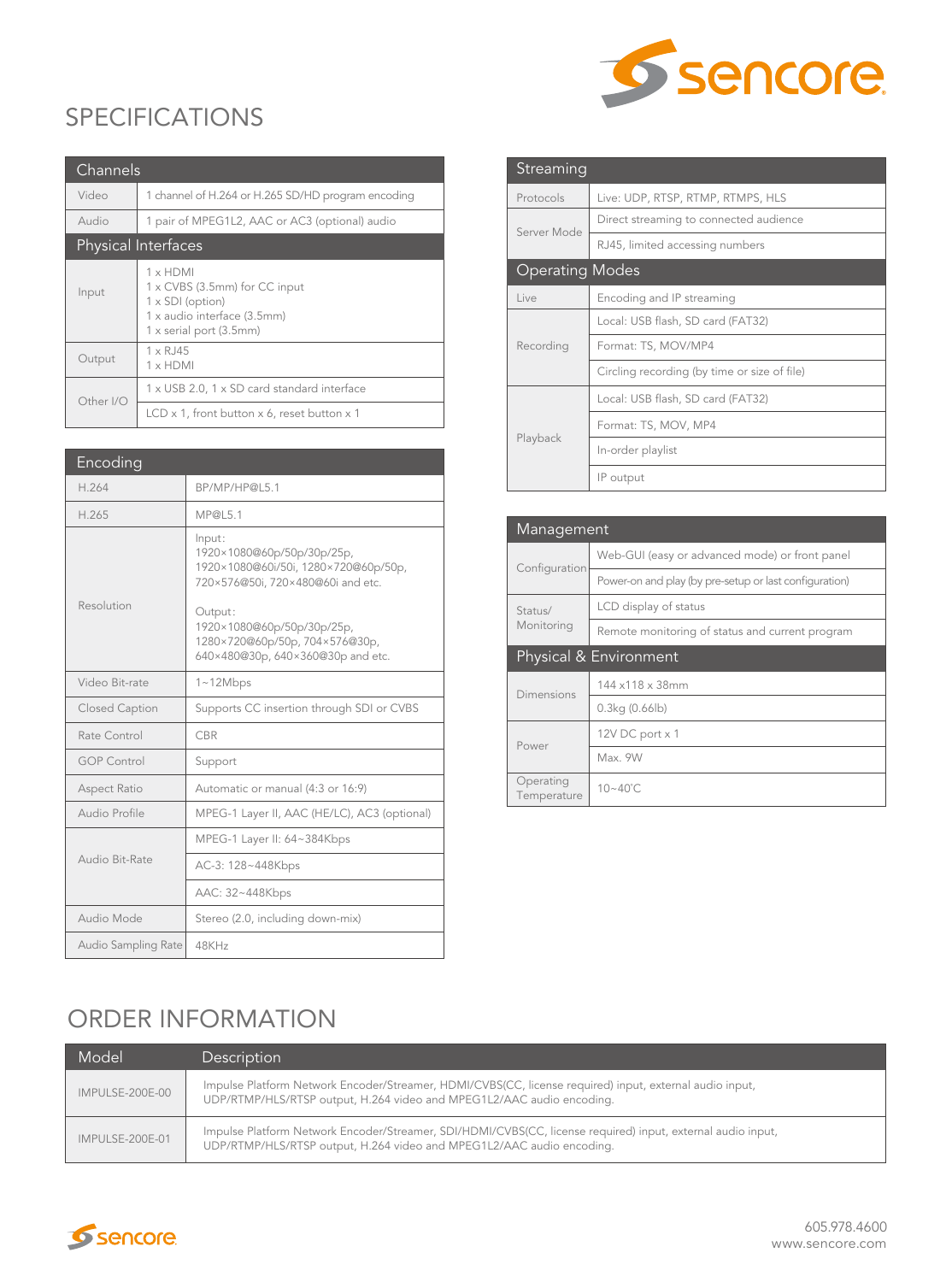# SPECIFICATIONS

| Channels | |
|---|---|
| Video | 1 channel of H.264 or H.265 SD/HD program encoding |
| Audio | 1 pair of MPEG1L2, AAC or AC3 (optional) audio |
| **Physical Interfaces** | |
| Input | 1 x HDMI<br>1 x CVBS (3.5mm) for CC input<br>1 x SDI (option)<br>1 x audio interface (3.5mm)<br>1 x serial port (3.5mm) |
| Output | 1 x RJ45<br>1 x HDMI |
| Other I/O | 1 x USB 2.0, 1 x SD card standard interface |
| | LCD x 1, front button x 6, reset button x 1 |

| Encoding | |
|---|---|
| H.264 | BP/MP/HP@L5.1 |
| H.265 | MP@L5.1 |
| Resolution | Input:<br>1920×1080@60p/50p/30p/25p,<br>1920×1080@60i/50i, 1280×720@60p/50p,<br>720×576@50i, 720×480@60i and etc.<br><br>Output:<br>1920×1080@60p/50p/30p/25p,<br>1280×720@60p/50p, 704×576@30p,<br>640×480@30p, 640×360@30p and etc. |
| Video Bit-rate | 1~12Mbps |
| Closed Caption | Supports CC insertion through SDI or CVBS |
| Rate Control | CBR |
| GOP Control | Support |
| Aspect Ratio | Automatic or manual (4:3 or 16:9) |
| Audio Profile | MPEG-1 Layer II, AAC (HE/LC), AC3 (optional) |
| Audio Bit-Rate | MPEG-1 Layer II: 64~384Kbps |
| | AC-3: 128~448Kbps |
| | AAC: 32~448Kbps |
| Audio Mode | Stereo (2.0, including down-mix) |
| Audio Sampling Rate | 48KHz |

| Streaming | |
|---|---|
| Protocols | Live: UDP, RTSP, RTMP, RTMPS, HLS |
| Server Mode | Direct streaming to connected audience |
| | RJ45, limited accessing numbers |
| **Operating Modes** | |
| Live | Encoding and IP streaming |
| Recording | Local: USB flash, SD card (FAT32) |
| | Format: TS, MOV/MP4 |
| | Circling recording (by time or size of file) |
| Playback | Local: USB flash, SD card (FAT32) |
| | Format: TS, MOV, MP4 |
| | In-order playlist |
| | IP output |

| Management | |
|---|---|
| Configuration | Web-GUI (easy or advanced mode) or front panel |
| | Power-on and play (by pre-setup or last configuration) |
| Status/ Monitoring | LCD display of status |
| | Remote monitoring of status and current program |
| **Physical & Environment** | |
| Dimensions | 144 x118 x 38mm |
| | 0.3kg (0.66lb) |
| Power | 12V DC port x 1 |
| | Max. 9W |
| Operating Temperature | 10~40˚C |

# ORDER INFORMATION

| Model | Description |
|---|---|
| IMPULSE-200E-00 | Impulse Platform Network Encoder/Streamer, HDMI/CVBS(CC, license required) input, external audio input, UDP/RTMP/HLS/RTSP output, H.264 video and MPEG1L2/AAC audio encoding. |
| IMPULSE-200E-01 | Impulse Platform Network Encoder/Streamer, SDI/HDMI/CVBS(CC, license required) input, external audio input, UDP/RTMP/HLS/RTSP output, H.264 video and MPEG1L2/AAC audio encoding. |

605.978.4600
www.sencore.com